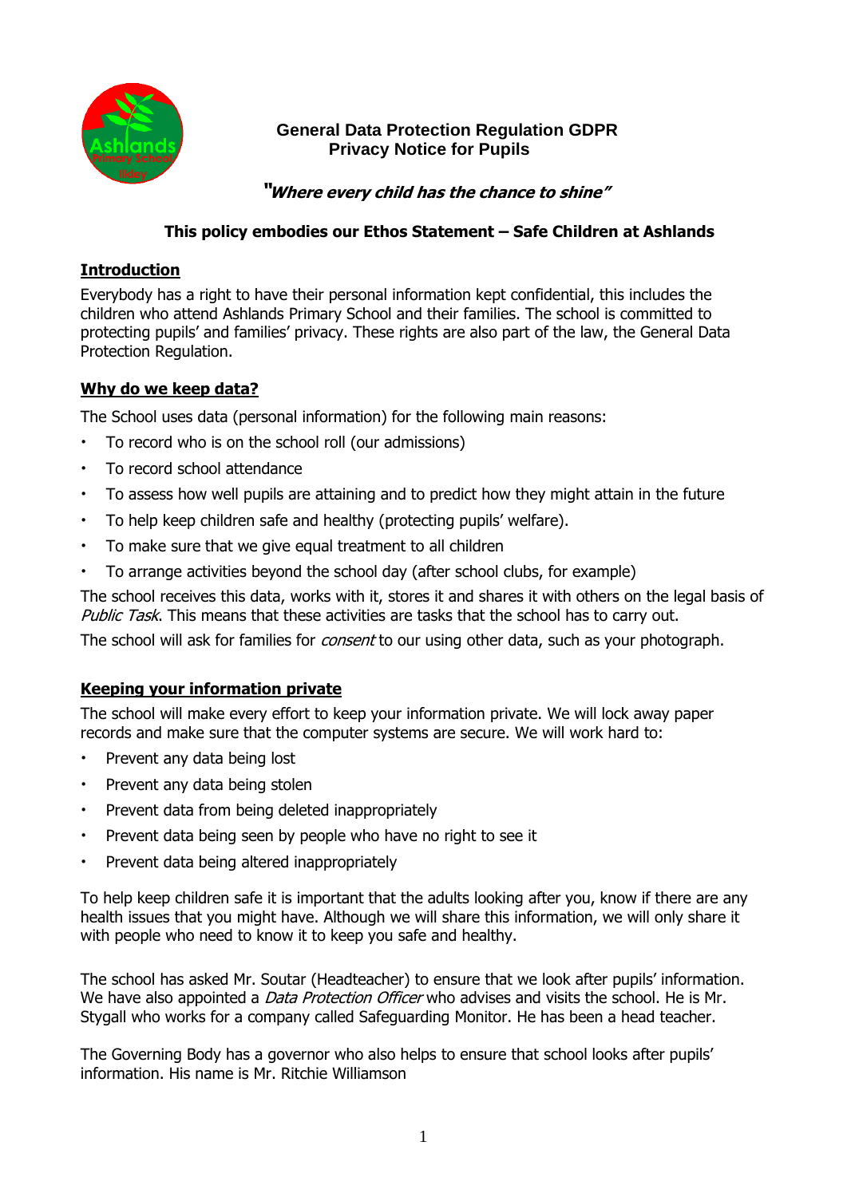# General Data Protection Regulation GDPR
## Privacy Notice for Pupils

***"Where every child has the chance to shine"***

**This policy embodies our Ethos Statement – Safe Children at Ashlands**

## Introduction

Everybody has a right to have their personal information kept confidential, this includes the children who attend Ashlands Primary School and their families. The school is committed to protecting pupils' and families' privacy. These rights are also part of the law, the General Data Protection Regulation.

## Why do we keep data?

The School uses data (personal information) for the following main reasons:

- To record who is on the school roll (our admissions)
- To record school attendance
- To assess how well pupils are attaining and to predict how they might attain in the future
- To help keep children safe and healthy (protecting pupils' welfare).
- To make sure that we give equal treatment to all children
- To arrange activities beyond the school day (after school clubs, for example)

The school receives this data, works with it, stores it and shares it with others on the legal basis of *Public Task*. This means that these activities are tasks that the school has to carry out.

The school will ask for families for *consent* to our using other data, such as your photograph.

## Keeping your information private

The school will make every effort to keep your information private. We will lock away paper records and make sure that the computer systems are secure. We will work hard to:

- Prevent any data being lost
- Prevent any data being stolen
- Prevent data from being deleted inappropriately
- Prevent data being seen by people who have no right to see it
- Prevent data being altered inappropriately

To help keep children safe it is important that the adults looking after you, know if there are any health issues that you might have. Although we will share this information, we will only share it with people who need to know it to keep you safe and healthy.

The school has asked Mr. Soutar (Headteacher) to ensure that we look after pupils' information. We have also appointed a *Data Protection Officer* who advises and visits the school. He is Mr. Stygall who works for a company called Safeguarding Monitor. He has been a head teacher.

The Governing Body has a governor who also helps to ensure that school looks after pupils' information. His name is Mr. Ritchie Williamson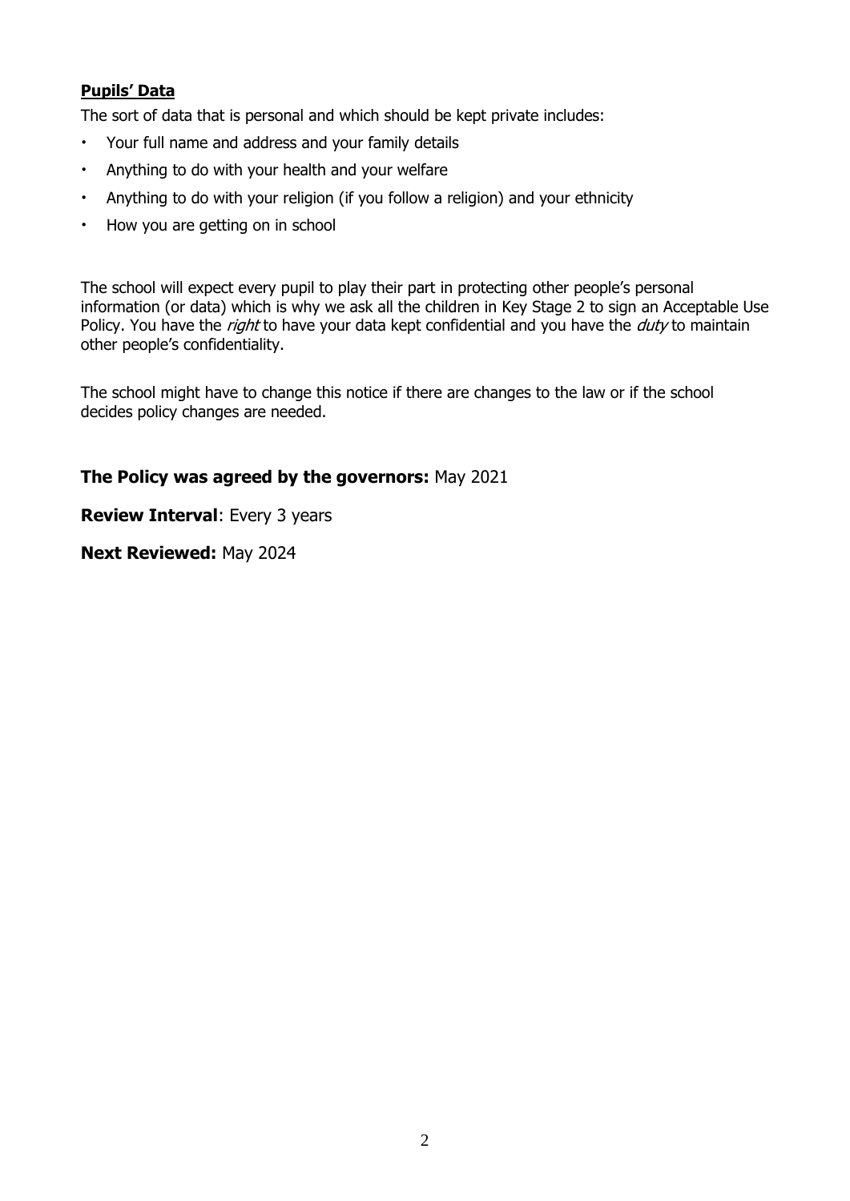**Pupils' Data**

The sort of data that is personal and which should be kept private includes:

- Your full name and address and your family details
- Anything to do with your health and your welfare
- Anything to do with your religion (if you follow a religion) and your ethnicity
- How you are getting on in school

The school will expect every pupil to play their part in protecting other people's personal information (or data) which is why we ask all the children in Key Stage 2 to sign an Acceptable Use Policy. You have the *right* to have your data kept confidential and you have the *duty* to maintain other people's confidentiality.

The school might have to change this notice if there are changes to the law or if the school decides policy changes are needed.

**The Policy was agreed by the governors:** May 2021

**Review Interval**: Every 3 years

**Next Reviewed:** May 2024